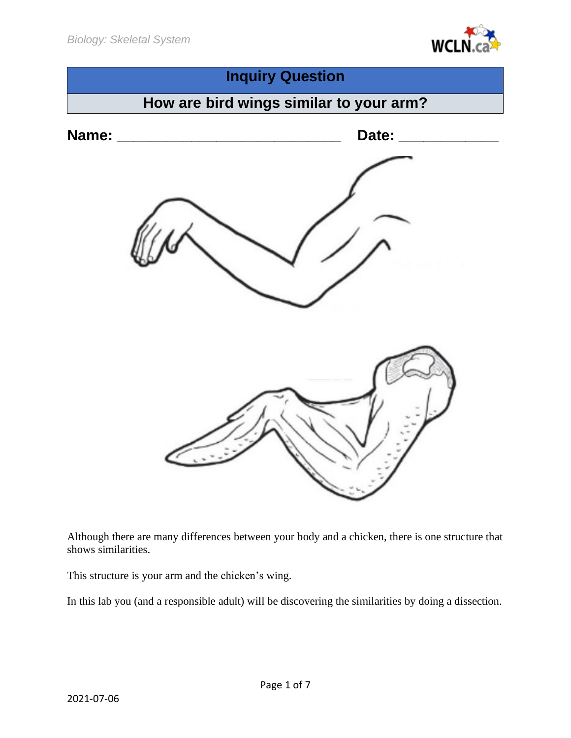## Inquiry Question

## How are bird wings similar to your arm?

**Name:** ______________________________ **Date:** ____________

Although there are many differences between your body and a chicken, there is one structure that shows similarities.

This structure is your arm and the chicken's wing.

In this lab you (and a responsible adult) will be discovering the similarities by doing a dissection.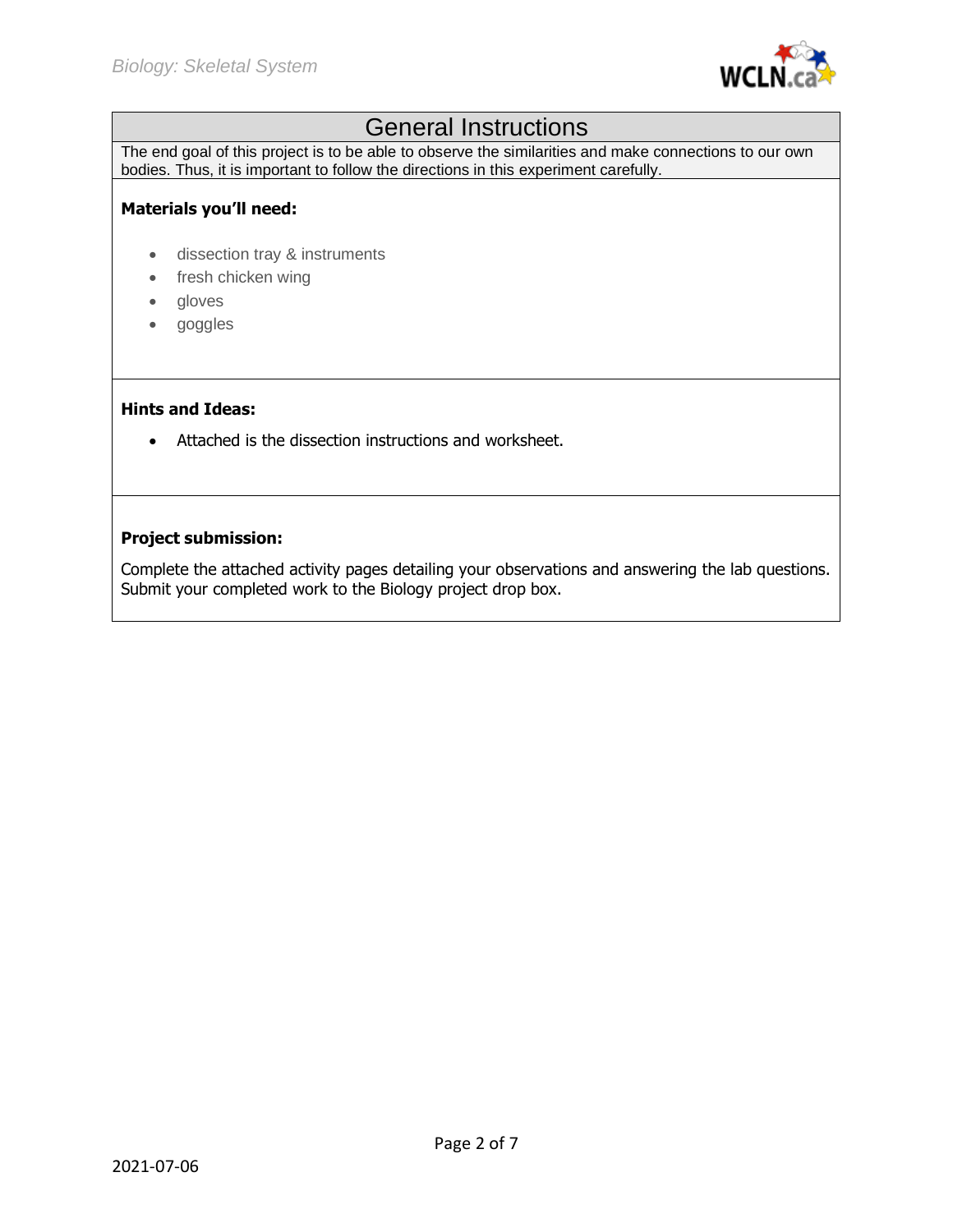# General Instructions

The end goal of this project is to be able to observe the similarities and make connections to our own bodies. Thus, it is important to follow the directions in this experiment carefully.

**Materials you'll need:**

- dissection tray & instruments
- fresh chicken wing
- gloves
- goggles

**Hints and Ideas:**

- Attached is the dissection instructions and worksheet.

**Project submission:**

Complete the attached activity pages detailing your observations and answering the lab questions. Submit your completed work to the Biology project drop box.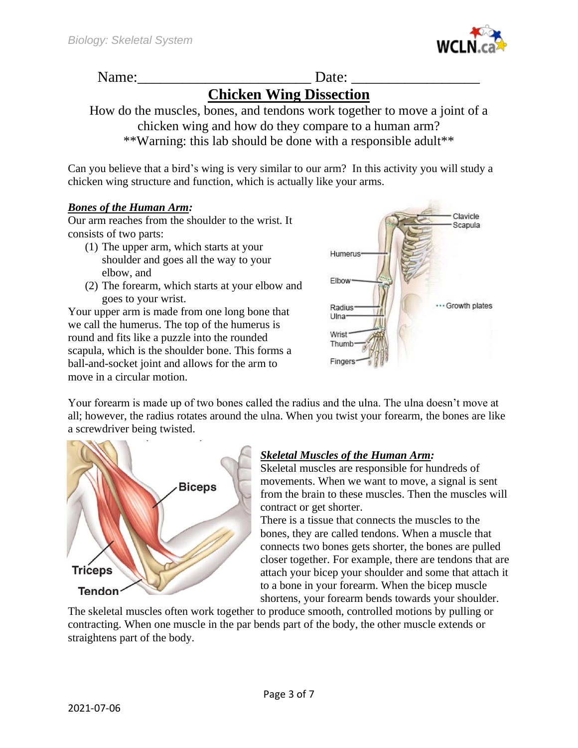Name:_______________________ Date: _________________

# Chicken Wing Dissection

How do the muscles, bones, and tendons work together to move a joint of a chicken wing and how do they compare to a human arm?

**Warning: this lab should be done with a responsible adult**

Can you believe that a bird's wing is very similar to our arm? In this activity you will study a chicken wing structure and function, which is actually like your arms.

### ***Bones of the Human Arm:***

Our arm reaches from the shoulder to the wrist. It consists of two parts:

(1) The upper arm, which starts at your shoulder and goes all the way to your elbow, and
(2) The forearm, which starts at your elbow and goes to your wrist.

Your upper arm is made from one long bone that we call the humerus. The top of the humerus is round and fits like a puzzle into the rounded scapula, which is the shoulder bone. This forms a ball-and-socket joint and allows for the arm to move in a circular motion.

Your forearm is made up of two bones called the radius and the ulna. The ulna doesn't move at all; however, the radius rotates around the ulna. When you twist your forearm, the bones are like a screwdriver being twisted.

### ***Skeletal Muscles of the Human Arm:***

Skeletal muscles are responsible for hundreds of movements. When we want to move, a signal is sent from the brain to these muscles. Then the muscles will contract or get shorter.

There is a tissue that connects the muscles to the bones, they are called tendons. When a muscle that connects two bones gets shorter, the bones are pulled closer together. For example, there are tendons that are attach your bicep your shoulder and some that attach it to a bone in your forearm. When the bicep muscle shortens, your forearm bends towards your shoulder.

The skeletal muscles often work together to produce smooth, controlled motions by pulling or contracting. When one muscle in the par bends part of the body, the other muscle extends or straightens part of the body.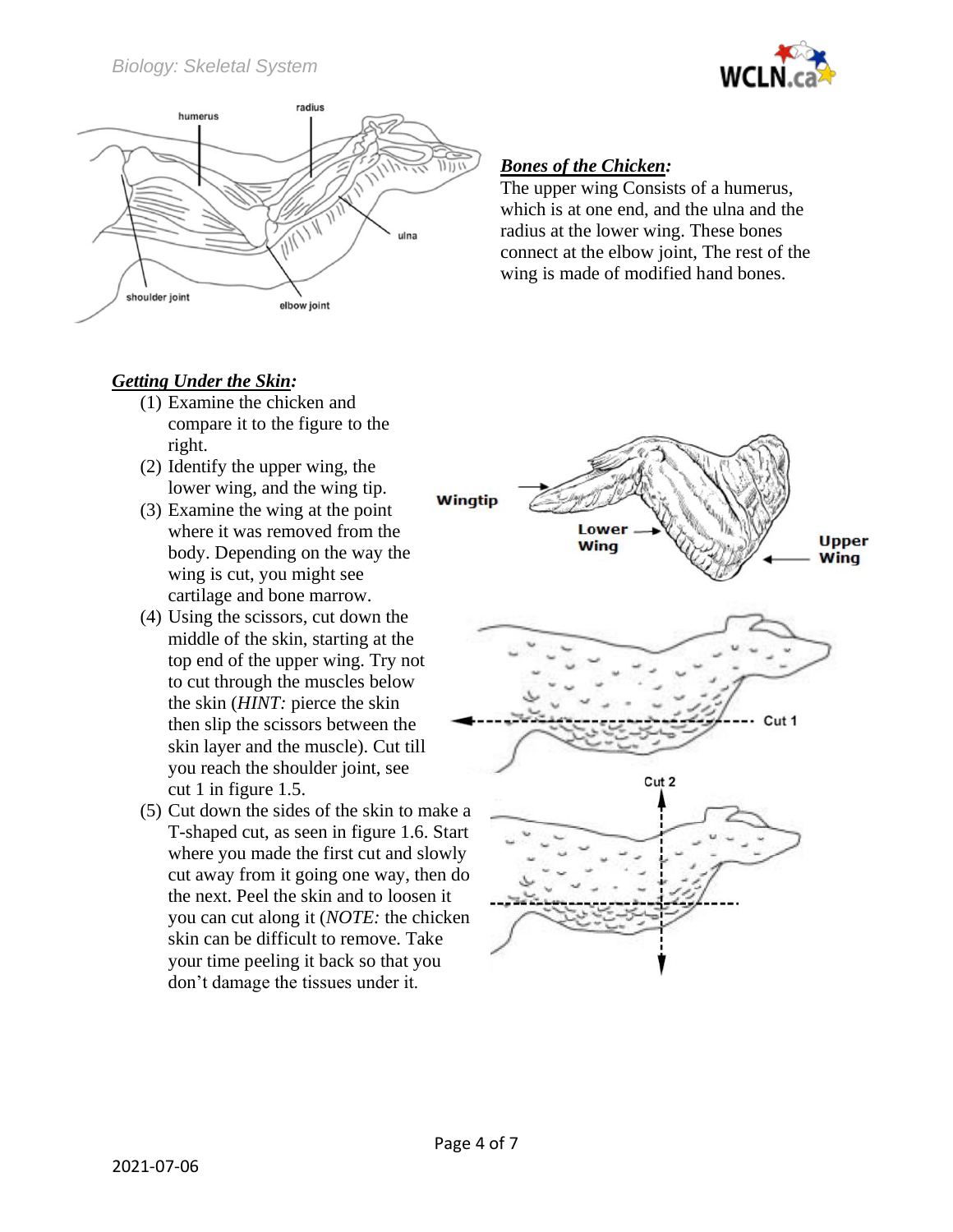## ***Bones of the Chicken:***

The upper wing Consists of a humerus, which is at one end, and the ulna and the radius at the lower wing. These bones connect at the elbow joint, The rest of the wing is made of modified hand bones.

## ***Getting Under the Skin:***

(1) Examine the chicken and compare it to the figure to the right.
(2) Identify the upper wing, the lower wing, and the wing tip.
(3) Examine the wing at the point where it was removed from the body. Depending on the way the wing is cut, you might see cartilage and bone marrow.
(4) Using the scissors, cut down the middle of the skin, starting at the top end of the upper wing. Try not to cut through the muscles below the skin (*HINT:* pierce the skin then slip the scissors between the skin layer and the muscle). Cut till you reach the shoulder joint, see cut 1 in figure 1.5.
(5) Cut down the sides of the skin to make a T-shaped cut, as seen in figure 1.6. Start where you made the first cut and slowly cut away from it going one way, then do the next. Peel the skin and to loosen it you can cut along it (*NOTE:* the chicken skin can be difficult to remove. Take your time peeling it back so that you don't damage the tissues under it.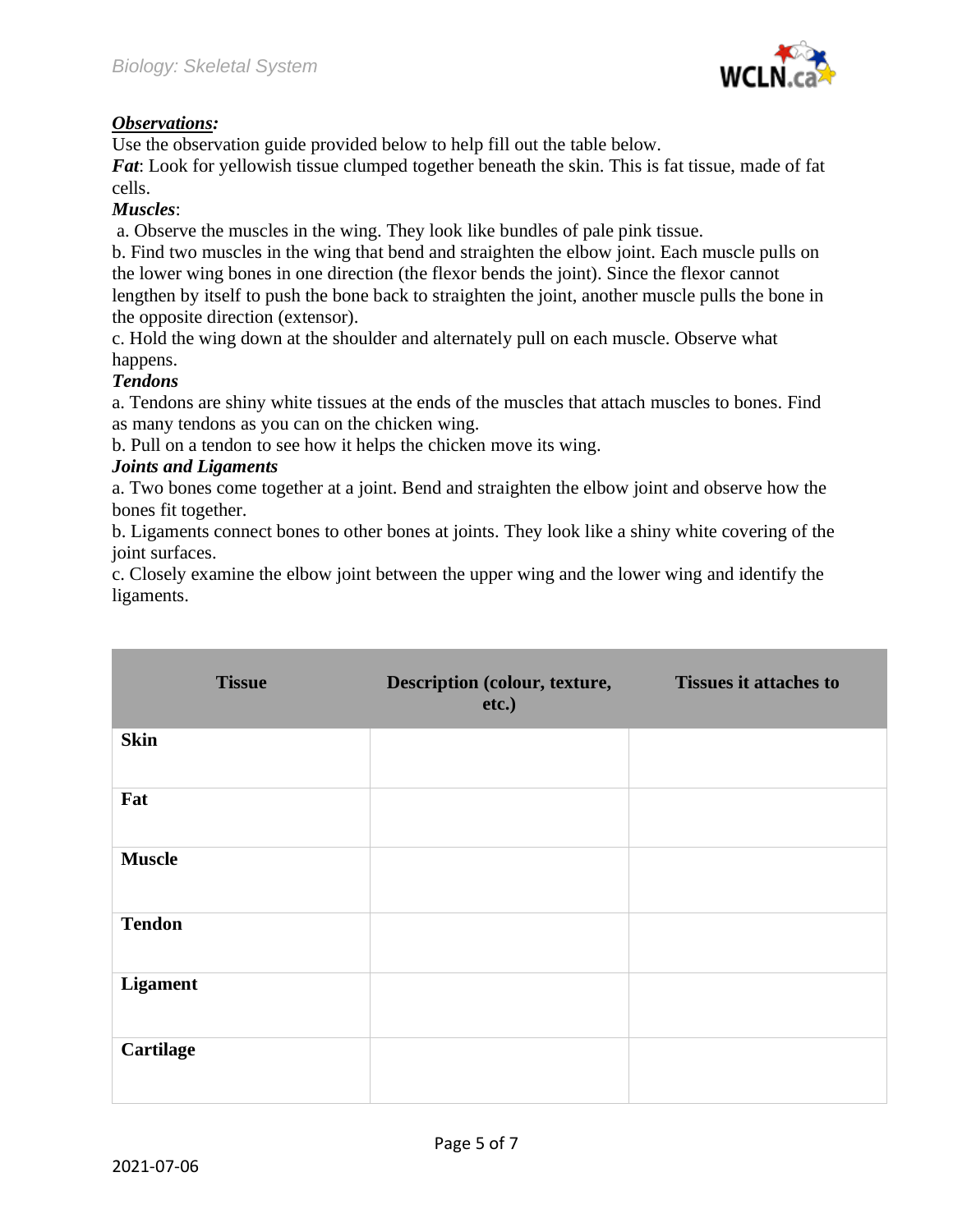***Observations:***

Use the observation guide provided below to help fill out the table below.

***Fat***: Look for yellowish tissue clumped together beneath the skin. This is fat tissue, made of fat cells.

***Muscles***:

a. Observe the muscles in the wing. They look like bundles of pale pink tissue.

b. Find two muscles in the wing that bend and straighten the elbow joint. Each muscle pulls on the lower wing bones in one direction (the flexor bends the joint). Since the flexor cannot lengthen by itself to push the bone back to straighten the joint, another muscle pulls the bone in the opposite direction (extensor).

c. Hold the wing down at the shoulder and alternately pull on each muscle. Observe what happens.

***Tendons***

a. Tendons are shiny white tissues at the ends of the muscles that attach muscles to bones. Find as many tendons as you can on the chicken wing.

b. Pull on a tendon to see how it helps the chicken move its wing.

***Joints and Ligaments***

a. Two bones come together at a joint. Bend and straighten the elbow joint and observe how the bones fit together.

b. Ligaments connect bones to other bones at joints. They look like a shiny white covering of the joint surfaces.

c. Closely examine the elbow joint between the upper wing and the lower wing and identify the ligaments.

| Tissue | Description (colour, texture, etc.) | Tissues it attaches to |
|---|---|---|
| **Skin** | | |
| **Fat** | | |
| **Muscle** | | |
| **Tendon** | | |
| **Ligament** | | |
| **Cartilage** | | |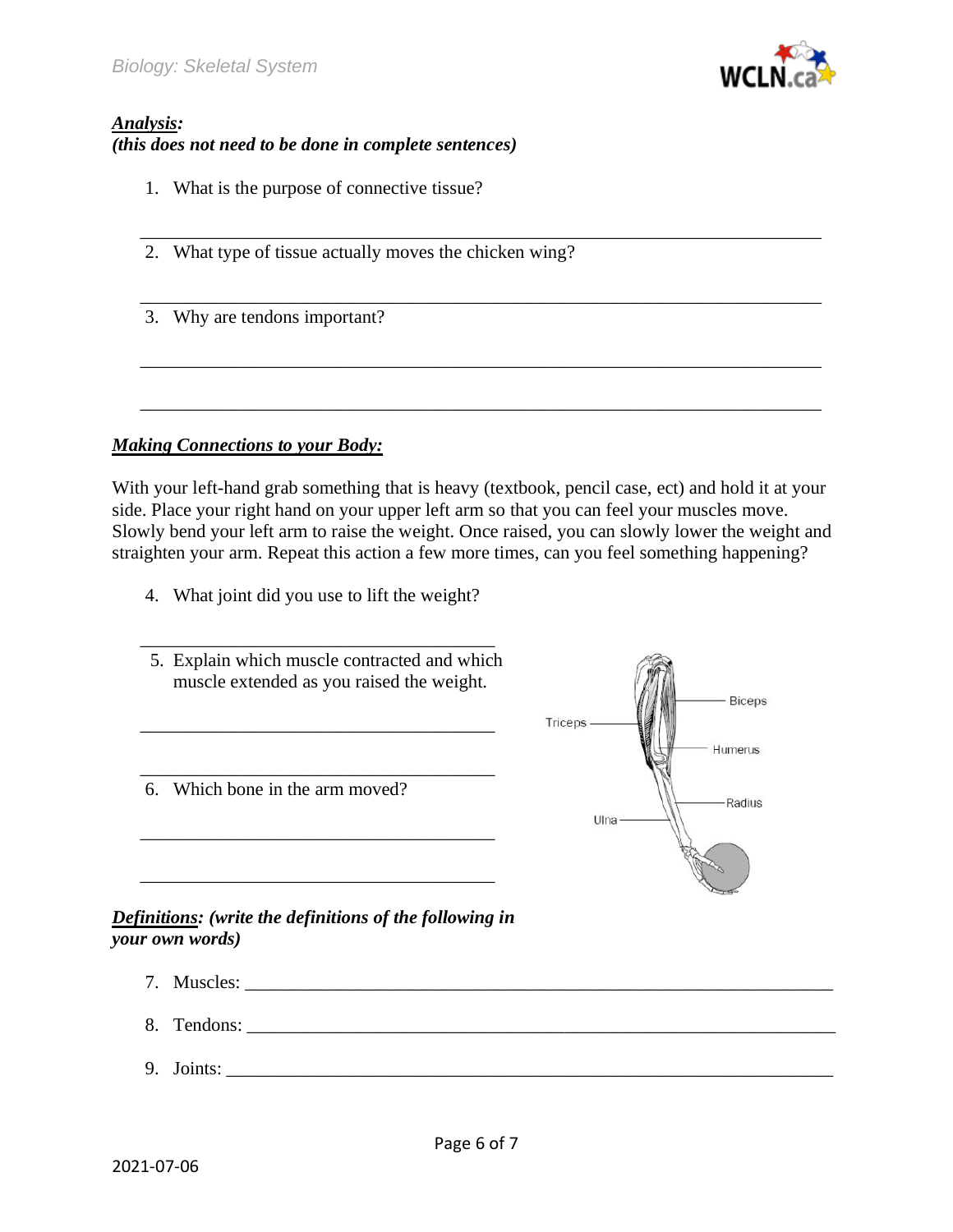***Analysis:***
***(this does not need to be done in complete sentences)***

1. What is the purpose of connective tissue?

_______________________________________________________________________

2. What type of tissue actually moves the chicken wing?

_______________________________________________________________________

3. Why are tendons important?

_______________________________________________________________________

_______________________________________________________________________

***Making Connections to your Body:***

With your left-hand grab something that is heavy (textbook, pencil case, ect) and hold it at your side. Place your right hand on your upper left arm so that you can feel your muscles move. Slowly bend your left arm to raise the weight. Once raised, you can slowly lower the weight and straighten your arm. Repeat this action a few more times, can you feel something happening?

4. What joint did you use to lift the weight?

_______________________________________

5. Explain which muscle contracted and which muscle extended as you raised the weight.

_______________________________________

_______________________________________

6. Which bone in the arm moved?

_______________________________________

_______________________________________

Biceps

Triceps

Humerus

Radius

Ulna

***Definitions: (write the definitions of the following in your own words)***

7. Muscles: _______________________________________________________________
8. Tendons: _______________________________________________________________
9. Joints: _________________________________________________________________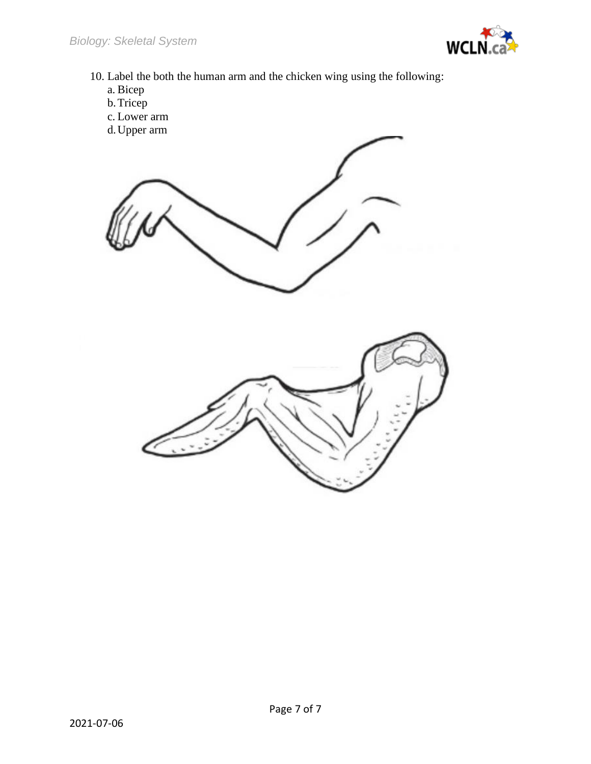10. Label the both the human arm and the chicken wing using the following:
    a. Bicep
    b. Tricep
    c. Lower arm
    d. Upper arm

2021-07-06